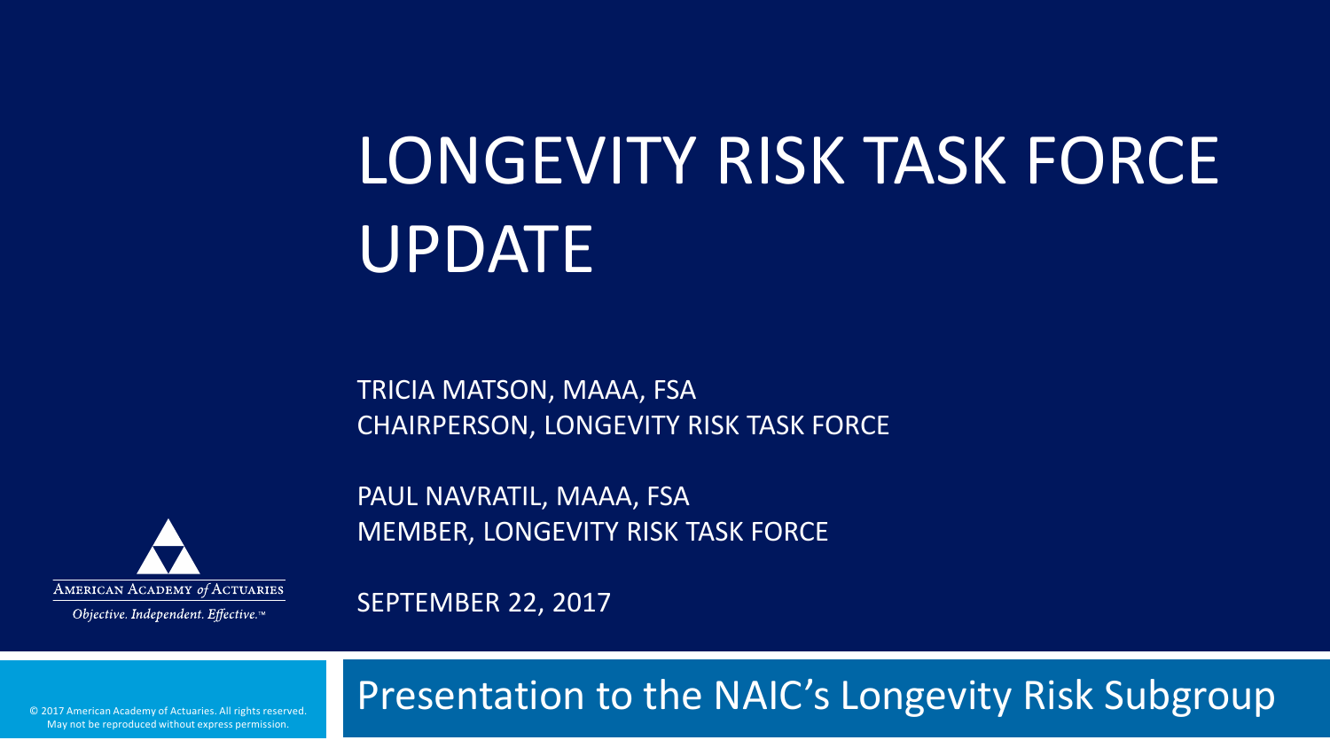# LONGEVITY RISK TASK FORCE UPDATE

TRICIA MATSON, MAAA, FSA
CHAIRPERSON, LONGEVITY RISK TASK FORCE

PAUL NAVRATIL, MAAA, FSA
MEMBER, LONGEVITY RISK TASK FORCE

SEPTEMBER 22, 2017

AMERICAN ACADEMY *of* ACTUARIES

*Objective. Independent. Effective.*™

## Presentation to the NAIC's Longevity Risk Subgroup

© 2017 American Academy of Actuaries. All rights reserved. May not be reproduced without express permission.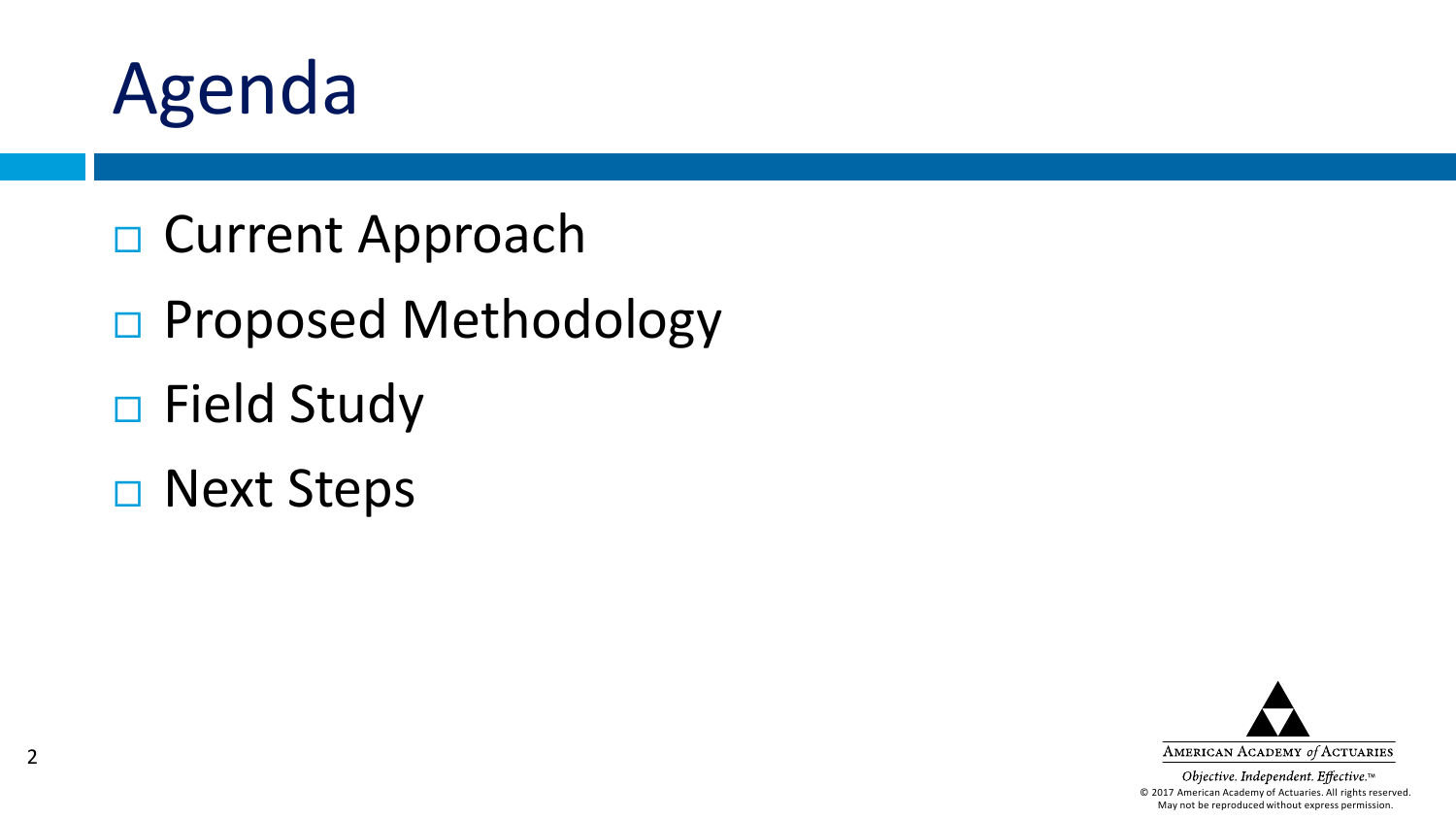# Agenda

- Current Approach
- Proposed Methodology
- Field Study
- Next Steps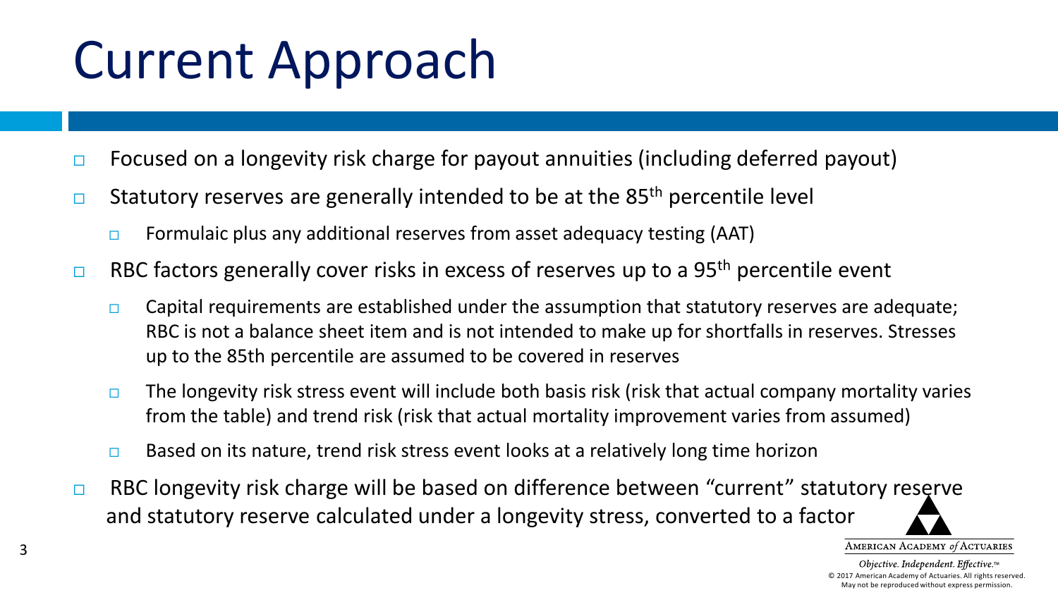# Current Approach

- Focused on a longevity risk charge for payout annuities (including deferred payout)
- Statutory reserves are generally intended to be at the 85th percentile level
  - Formulaic plus any additional reserves from asset adequacy testing (AAT)
- RBC factors generally cover risks in excess of reserves up to a 95th percentile event
  - Capital requirements are established under the assumption that statutory reserves are adequate; RBC is not a balance sheet item and is not intended to make up for shortfalls in reserves. Stresses up to the 85th percentile are assumed to be covered in reserves
  - The longevity risk stress event will include both basis risk (risk that actual company mortality varies from the table) and trend risk (risk that actual mortality improvement varies from assumed)
  - Based on its nature, trend risk stress event looks at a relatively long time horizon
- RBC longevity risk charge will be based on difference between "current" statutory reserve and statutory reserve calculated under a longevity stress, converted to a factor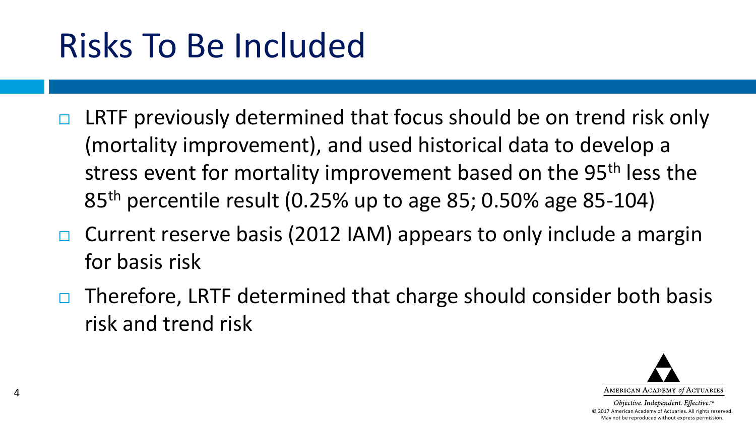# Risks To Be Included

- LRTF previously determined that focus should be on trend risk only (mortality improvement), and used historical data to develop a stress event for mortality improvement based on the 95th less the 85th percentile result (0.25% up to age 85; 0.50% age 85-104)
- Current reserve basis (2012 IAM) appears to only include a margin for basis risk
- Therefore, LRTF determined that charge should consider both basis risk and trend risk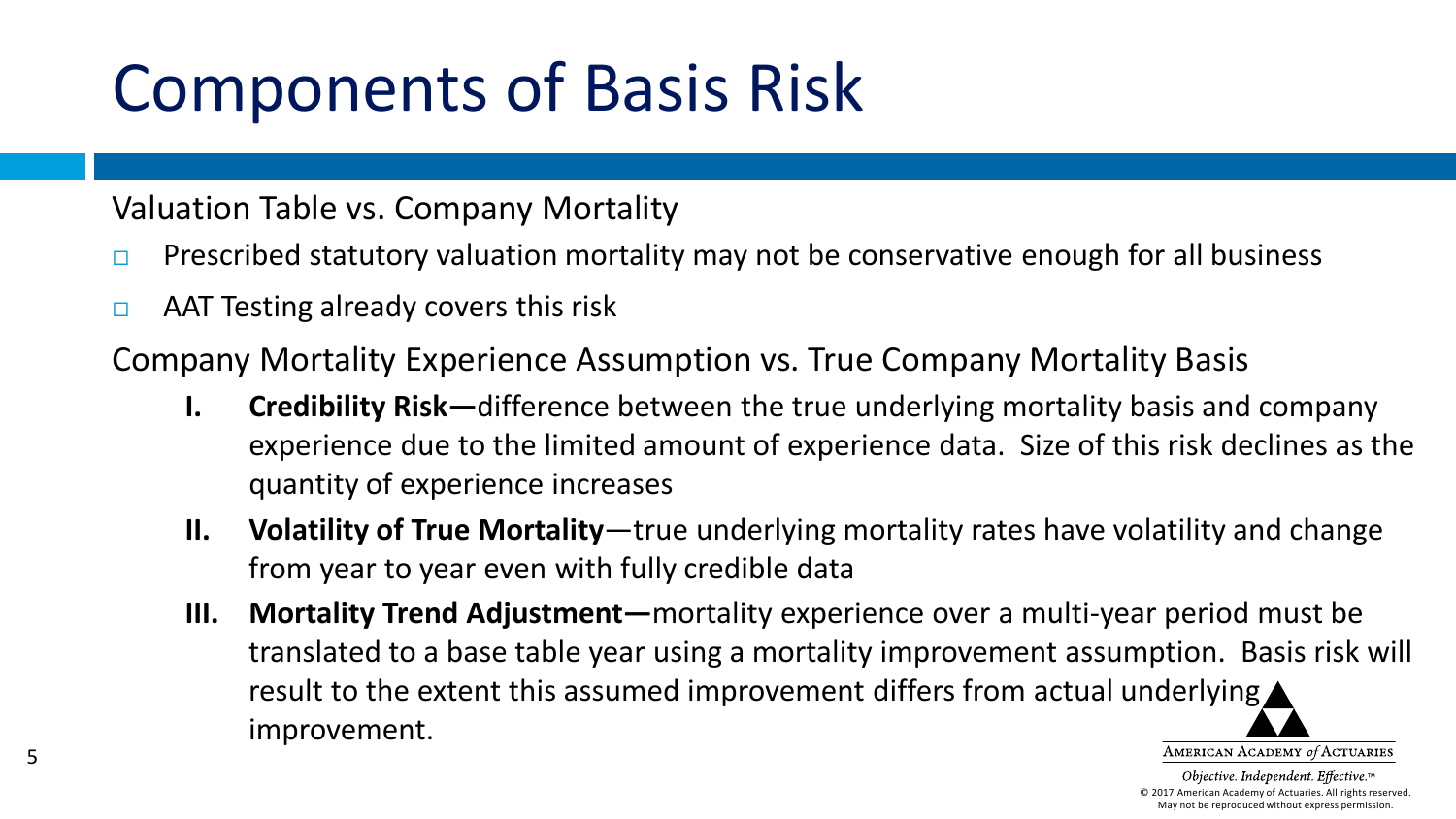# Components of Basis Risk

Valuation Table vs. Company Mortality

- Prescribed statutory valuation mortality may not be conservative enough for all business
- AAT Testing already covers this risk

Company Mortality Experience Assumption vs. True Company Mortality Basis

I. **Credibility Risk—**difference between the true underlying mortality basis and company experience due to the limited amount of experience data. Size of this risk declines as the quantity of experience increases

II. **Volatility of True Mortality**—true underlying mortality rates have volatility and change from year to year even with fully credible data

III. **Mortality Trend Adjustment—**mortality experience over a multi-year period must be translated to a base table year using a mortality improvement assumption. Basis risk will result to the extent this assumed improvement differs from actual underlying improvement.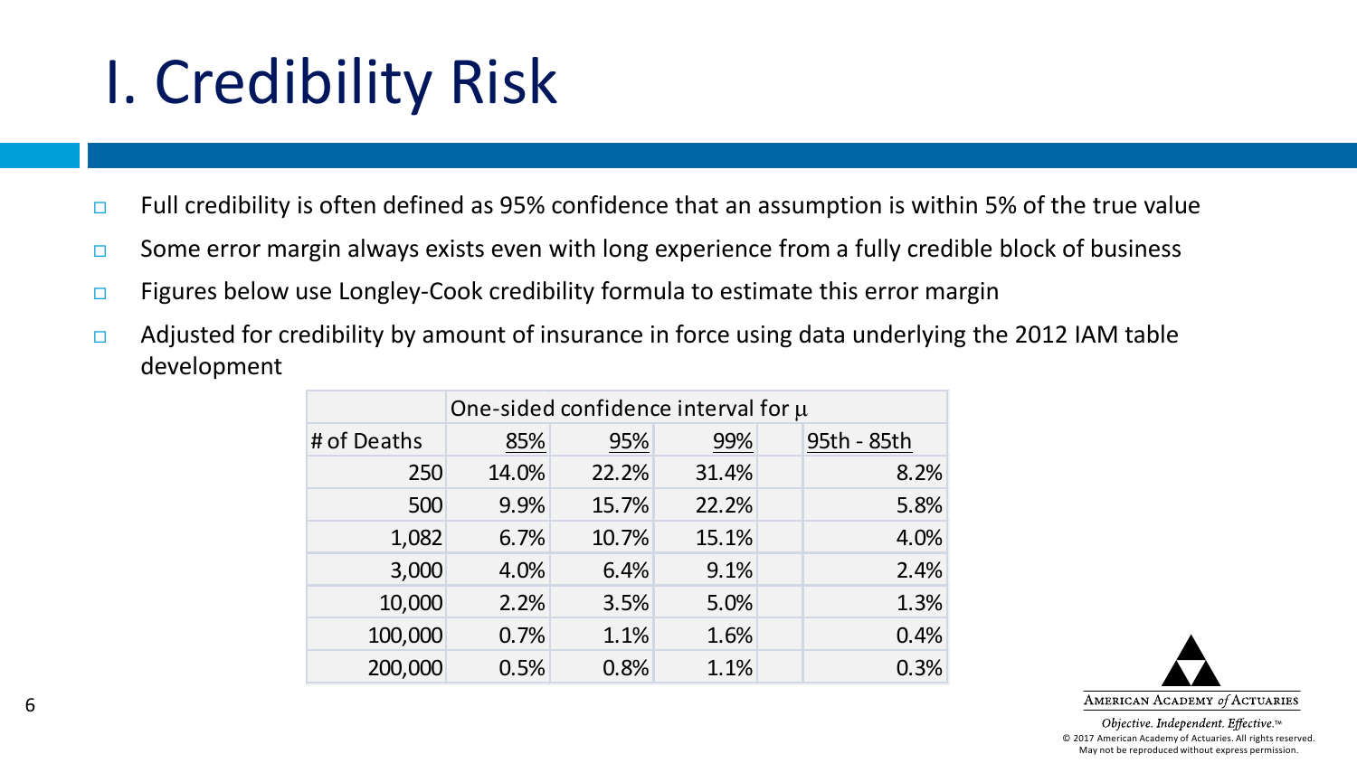# I. Credibility Risk

- Full credibility is often defined as 95% confidence that an assumption is within 5% of the true value
- Some error margin always exists even with long experience from a fully credible block of business
- Figures below use Longley-Cook credibility formula to estimate this error margin
- Adjusted for credibility by amount of insurance in force using data underlying the 2012 IAM table development

| | One-sided confidence interval for $\mu$ | | | |
|---|---|---|---|---|
| # of Deaths | 85% | 95% | 99% | 95th - 85th |
| 250 | 14.0% | 22.2% | 31.4% | 8.2% |
| 500 | 9.9% | 15.7% | 22.2% | 5.8% |
| 1,082 | 6.7% | 10.7% | 15.1% | 4.0% |
| 3,000 | 4.0% | 6.4% | 9.1% | 2.4% |
| 10,000 | 2.2% | 3.5% | 5.0% | 1.3% |
| 100,000 | 0.7% | 1.1% | 1.6% | 0.4% |
| 200,000 | 0.5% | 0.8% | 1.1% | 0.3% |

AMERICAN ACADEMY *of* ACTUARIES

*Objective. Independent. Effective.*™

© 2017 American Academy of Actuaries. All rights reserved. May not be reproduced without express permission.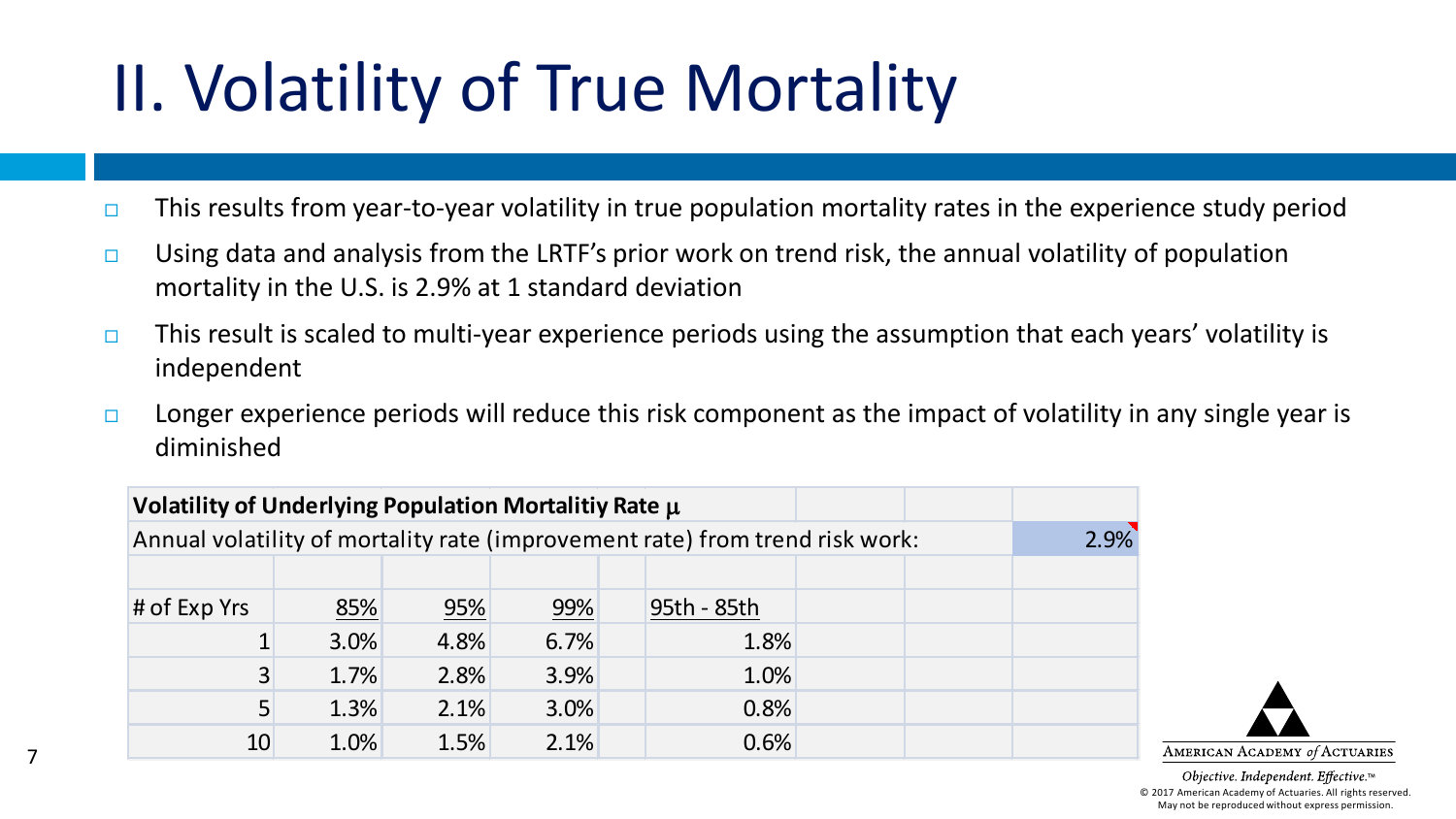# II. Volatility of True Mortality

- This results from year-to-year volatility in true population mortality rates in the experience study period
- Using data and analysis from the LRTF's prior work on trend risk, the annual volatility of population mortality in the U.S. is 2.9% at 1 standard deviation
- This result is scaled to multi-year experience periods using the assumption that each years' volatility is independent
- Longer experience periods will reduce this risk component as the impact of volatility in any single year is diminished

| **Volatility of Underlying Population Mortalitiy Rate μ** | | | | | |
|---|---|---|---|---|---|
| Annual volatility of mortality rate (improvement rate) from trend risk work: | | | | | 2.9% |
| | | | | | |
| # of Exp Yrs | 85% | 95% | 99% | 95th - 85th | |
| 1 | 3.0% | 4.8% | 6.7% | 1.8% | |
| 3 | 1.7% | 2.8% | 3.9% | 1.0% | |
| 5 | 1.3% | 2.1% | 3.0% | 0.8% | |
| 10 | 1.0% | 1.5% | 2.1% | 0.6% | |

AMERICAN ACADEMY *of* ACTUARIES

*Objective. Independent. Effective.*™

© 2017 American Academy of Actuaries. All rights reserved. May not be reproduced without express permission.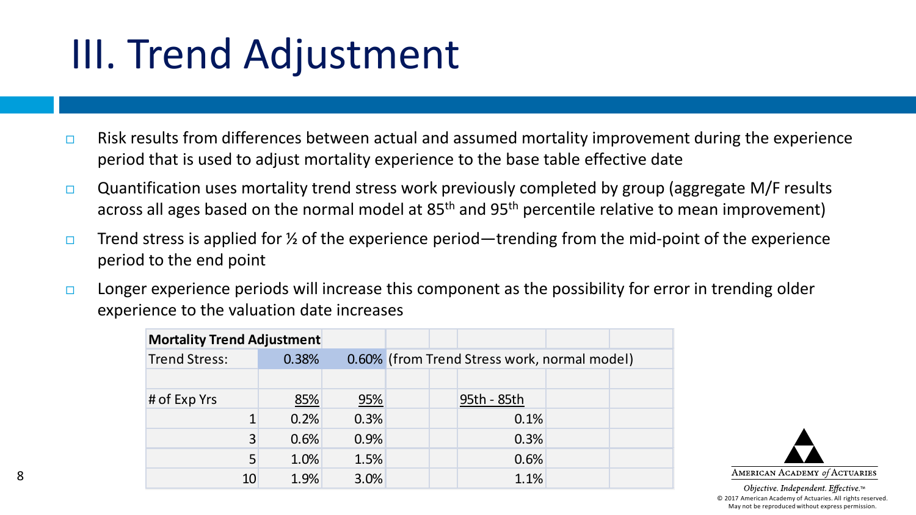# III. Trend Adjustment

- Risk results from differences between actual and assumed mortality improvement during the experience period that is used to adjust mortality experience to the base table effective date
- Quantification uses mortality trend stress work previously completed by group (aggregate M/F results across all ages based on the normal model at 85th and 95th percentile relative to mean improvement)
- Trend stress is applied for ½ of the experience period—trending from the mid-point of the experience period to the end point
- Longer experience periods will increase this component as the possibility for error in trending older experience to the valuation date increases

| **Mortality Trend Adjustment** | | | |
|---|---|---|---|
| Trend Stress: | 0.38% | 0.60% | (from Trend Stress work, normal model) |
| | | | |
| # of Exp Yrs | 85% | 95% | 95th - 85th |
| 1 | 0.2% | 0.3% | 0.1% |
| 3 | 0.6% | 0.9% | 0.3% |
| 5 | 1.0% | 1.5% | 0.6% |
| 10 | 1.9% | 3.0% | 1.1% |

American Academy *of* Actuaries

*Objective. Independent. Effective.*™

© 2017 American Academy of Actuaries. All rights reserved. May not be reproduced without express permission.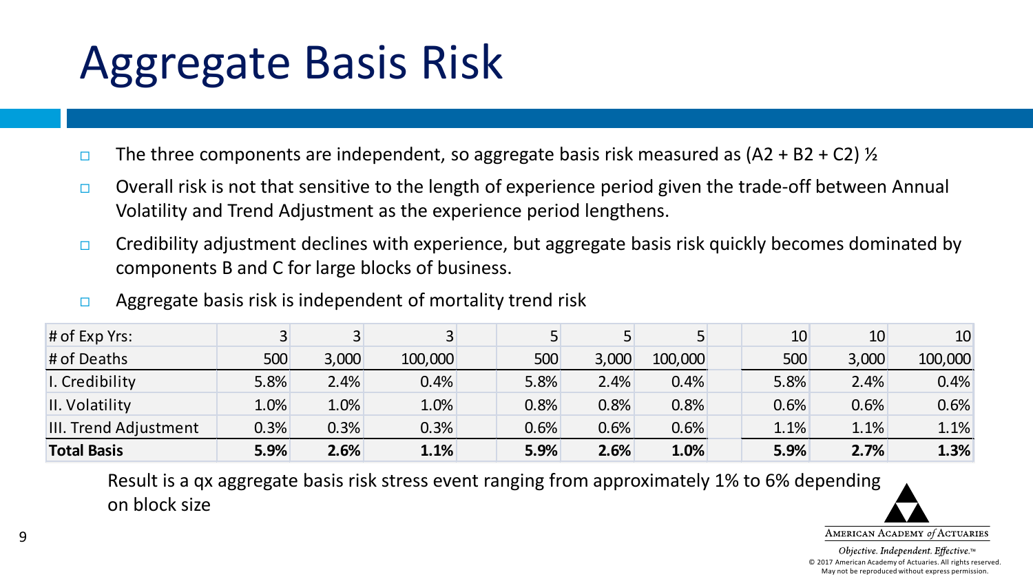# Aggregate Basis Risk

- The three components are independent, so aggregate basis risk measured as (A2 + B2 + C2) ½
- Overall risk is not that sensitive to the length of experience period given the trade-off between Annual Volatility and Trend Adjustment as the experience period lengthens.
- Credibility adjustment declines with experience, but aggregate basis risk quickly becomes dominated by components B and C for large blocks of business.
- Aggregate basis risk is independent of mortality trend risk

| # of Exp Yrs: | 3 | 3 | 3 | 5 | 5 | 5 | 10 | 10 | 10 |
|---|---|---|---|---|---|---|---|---|---|
| # of Deaths | 500 | 3,000 | 100,000 | 500 | 3,000 | 100,000 | 500 | 3,000 | 100,000 |
| I. Credibility | 5.8% | 2.4% | 0.4% | 5.8% | 2.4% | 0.4% | 5.8% | 2.4% | 0.4% |
| II. Volatility | 1.0% | 1.0% | 1.0% | 0.8% | 0.8% | 0.8% | 0.6% | 0.6% | 0.6% |
| III. Trend Adjustment | 0.3% | 0.3% | 0.3% | 0.6% | 0.6% | 0.6% | 1.1% | 1.1% | 1.1% |
| **Total Basis** | **5.9%** | **2.6%** | **1.1%** | **5.9%** | **2.6%** | **1.0%** | **5.9%** | **2.7%** | **1.3%** |

Result is a qx aggregate basis risk stress event ranging from approximately 1% to 6% depending on block size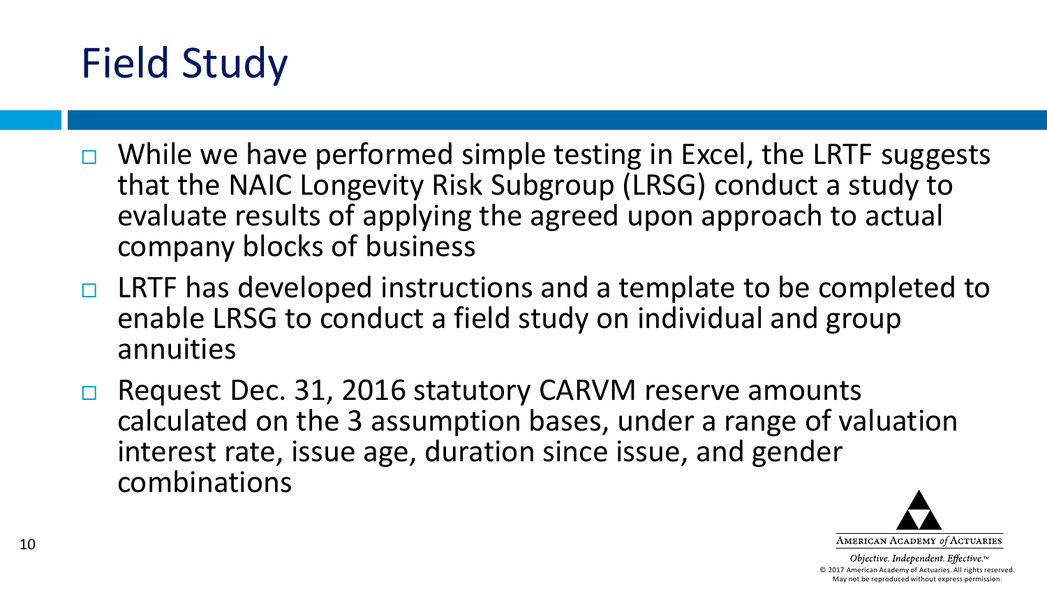# Field Study

- While we have performed simple testing in Excel, the LRTF suggests that the NAIC Longevity Risk Subgroup (LRSG) conduct a study to evaluate results of applying the agreed upon approach to actual company blocks of business
- LRTF has developed instructions and a template to be completed to enable LRSG to conduct a field study on individual and group annuities
- Request Dec. 31, 2016 statutory CARVM reserve amounts calculated on the 3 assumption bases, under a range of valuation interest rate, issue age, duration since issue, and gender combinations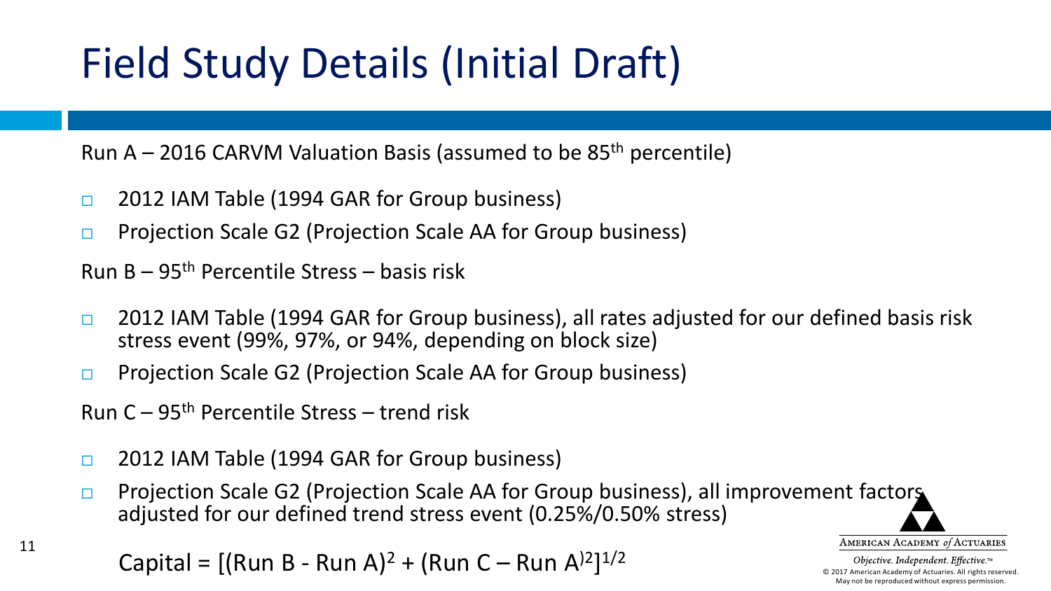# Field Study Details (Initial Draft)

Run A – 2016 CARVM Valuation Basis (assumed to be 85th percentile)

- 2012 IAM Table (1994 GAR for Group business)
- Projection Scale G2 (Projection Scale AA for Group business)

Run B – 95th Percentile Stress – basis risk

- 2012 IAM Table (1994 GAR for Group business), all rates adjusted for our defined basis risk stress event (99%, 97%, or 94%, depending on block size)
- Projection Scale G2 (Projection Scale AA for Group business)

Run C – 95th Percentile Stress – trend risk

- 2012 IAM Table (1994 GAR for Group business)
- Projection Scale G2 (Projection Scale AA for Group business), all improvement factors adjusted for our defined trend stress event (0.25%/0.50% stress)

$$\text{Capital} = [(\text{Run B} - \text{Run A})^2 + (\text{Run C} - \text{Run A})^2]^{1/2}$$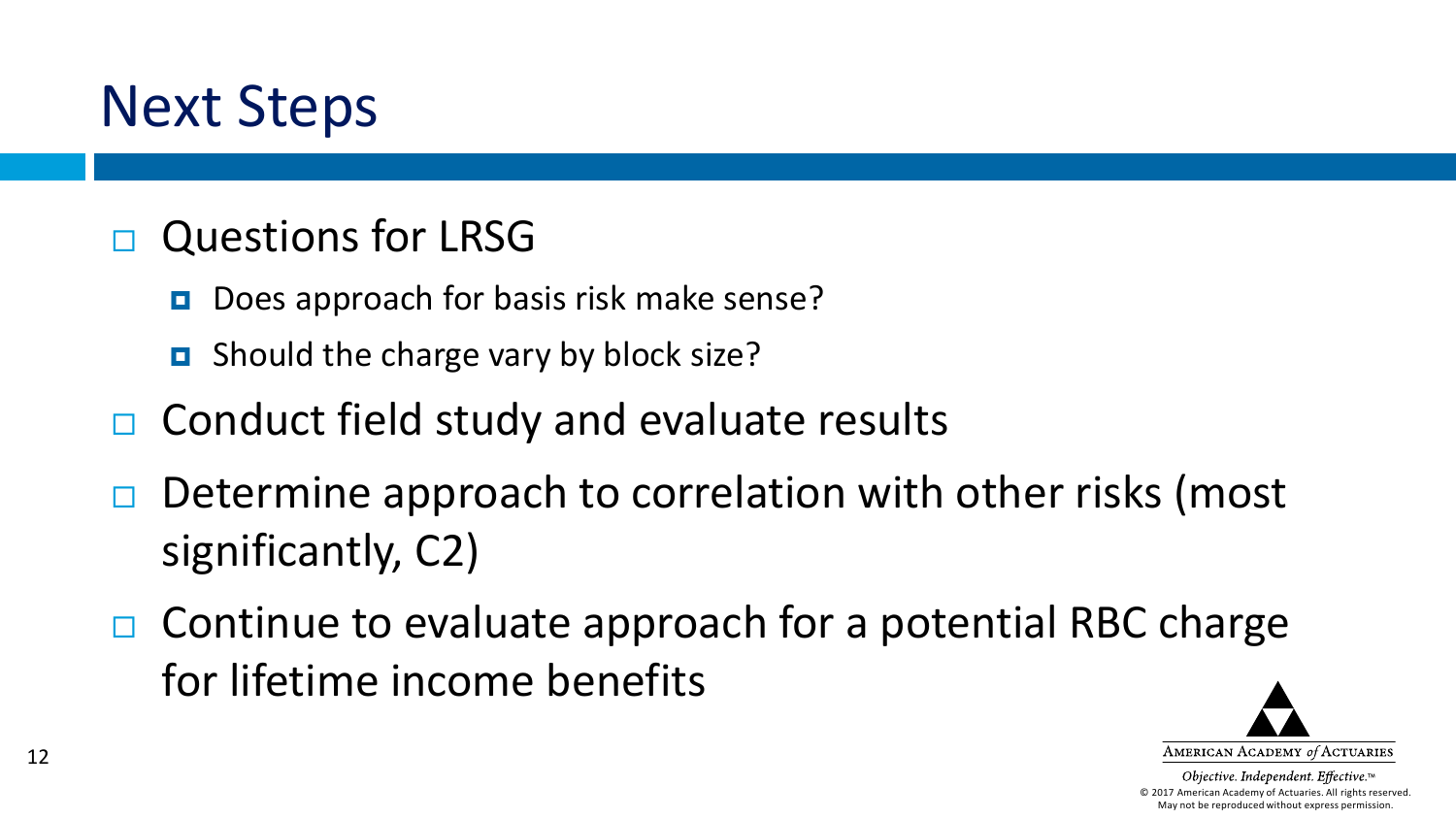# Next Steps

- Questions for LRSG
  - Does approach for basis risk make sense?
  - Should the charge vary by block size?
- Conduct field study and evaluate results
- Determine approach to correlation with other risks (most significantly, C2)
- Continue to evaluate approach for a potential RBC charge for lifetime income benefits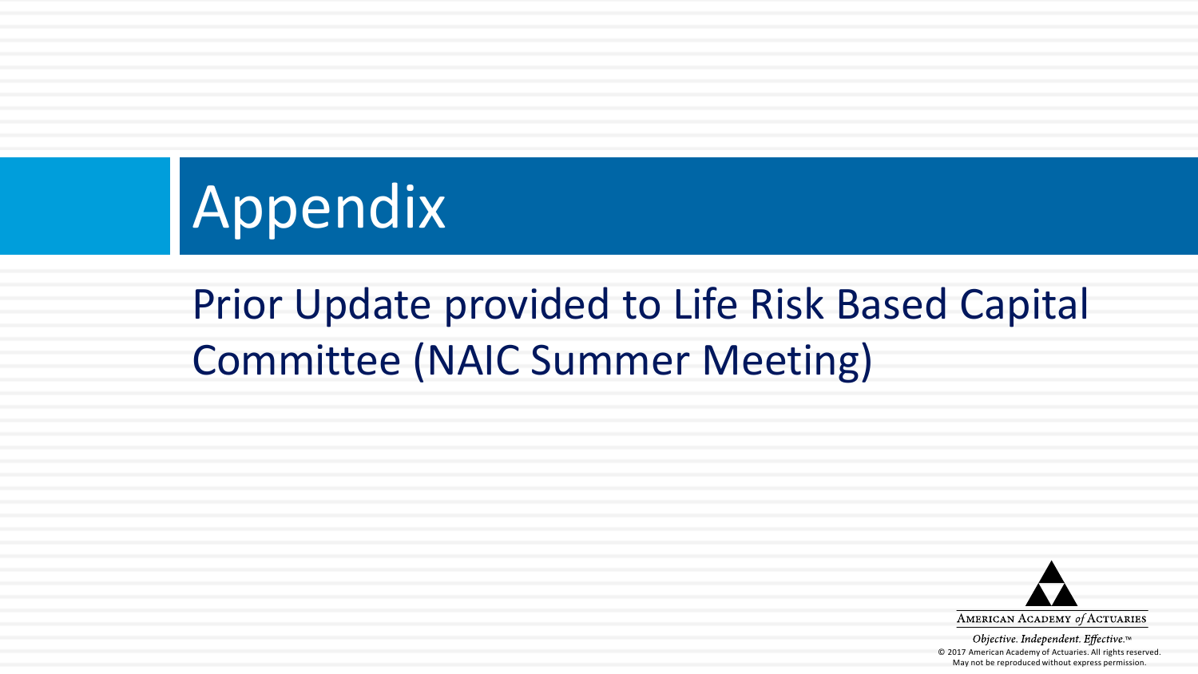# Appendix

Prior Update provided to Life Risk Based Capital Committee (NAIC Summer Meeting)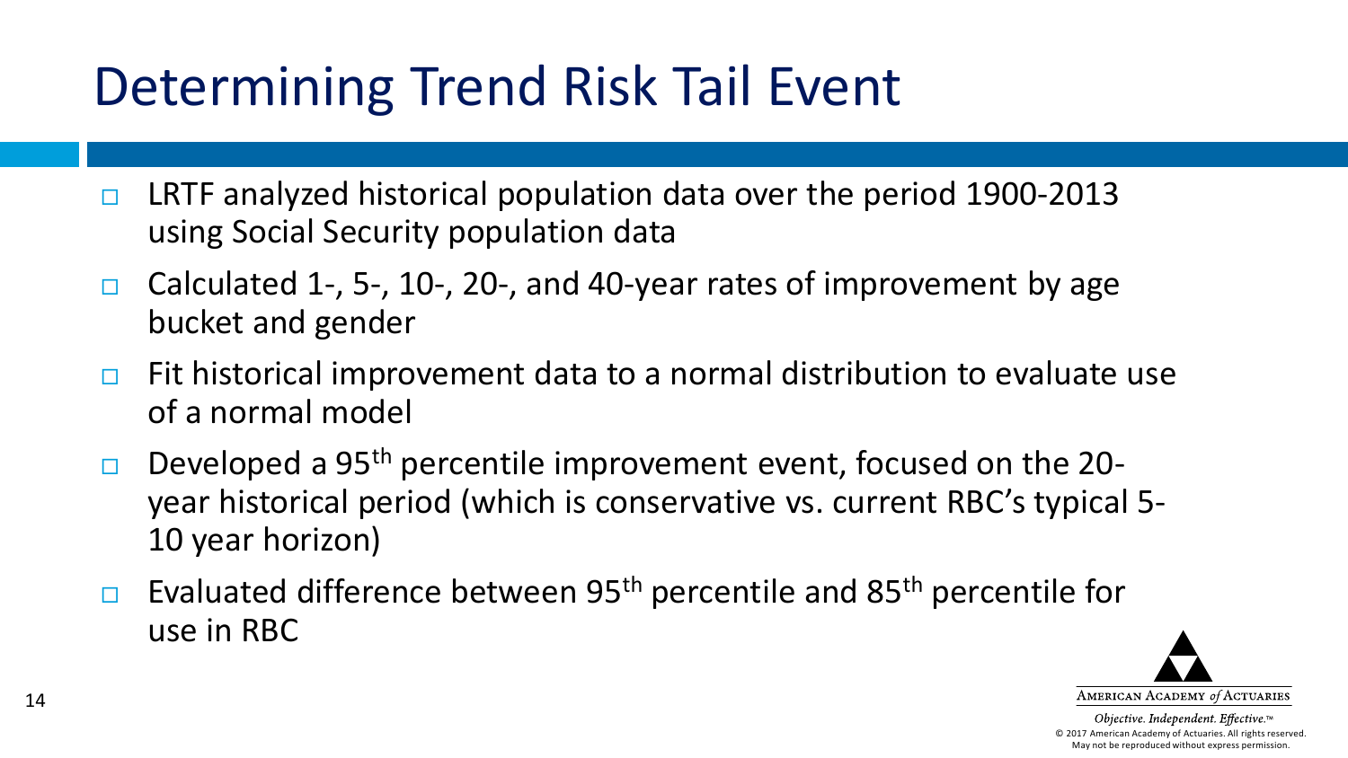# Determining Trend Risk Tail Event

- LRTF analyzed historical population data over the period 1900-2013 using Social Security population data
- Calculated 1-, 5-, 10-, 20-, and 40-year rates of improvement by age bucket and gender
- Fit historical improvement data to a normal distribution to evaluate use of a normal model
- Developed a 95$^{th}$ percentile improvement event, focused on the 20-year historical period (which is conservative vs. current RBC's typical 5-10 year horizon)
- Evaluated difference between 95$^{th}$ percentile and 85$^{th}$ percentile for use in RBC

AMERICAN ACADEMY *of* ACTUARIES

*Objective. Independent. Effective.*™

© 2017 American Academy of Actuaries. All rights reserved. May not be reproduced without express permission.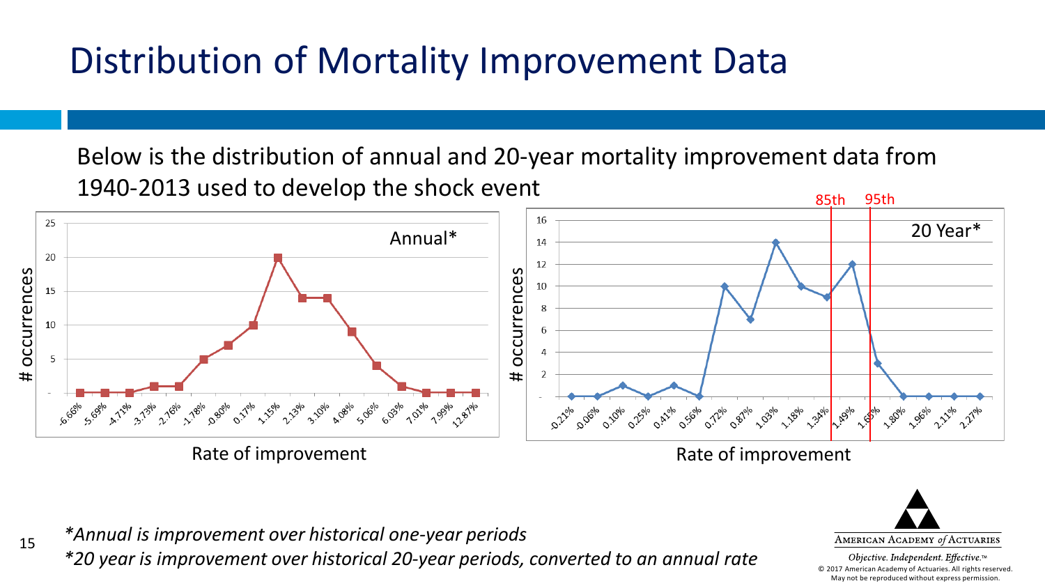# Distribution of Mortality Improvement Data

Below is the distribution of annual and 20-year mortality improvement data from 1940-2013 used to develop the shock event

*\*Annual is improvement over historical one-year periods*

*\*20 year is improvement over historical 20-year periods, converted to an annual rate*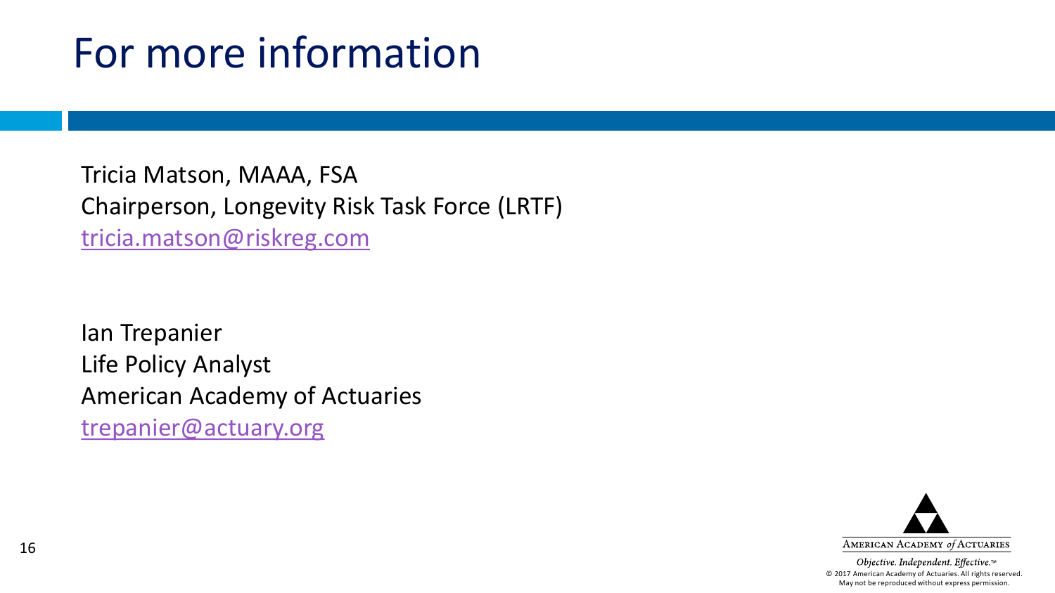# For more information

Tricia Matson, MAAA, FSA
Chairperson, Longevity Risk Task Force (LRTF)
tricia.matson@riskreg.com

Ian Trepanier
Life Policy Analyst
American Academy of Actuaries
trepanier@actuary.org

AMERICAN ACADEMY *of* ACTUARIES

*Objective. Independent. Effective.*™

© 2017 American Academy of Actuaries. All rights reserved.
May not be reproduced without express permission.